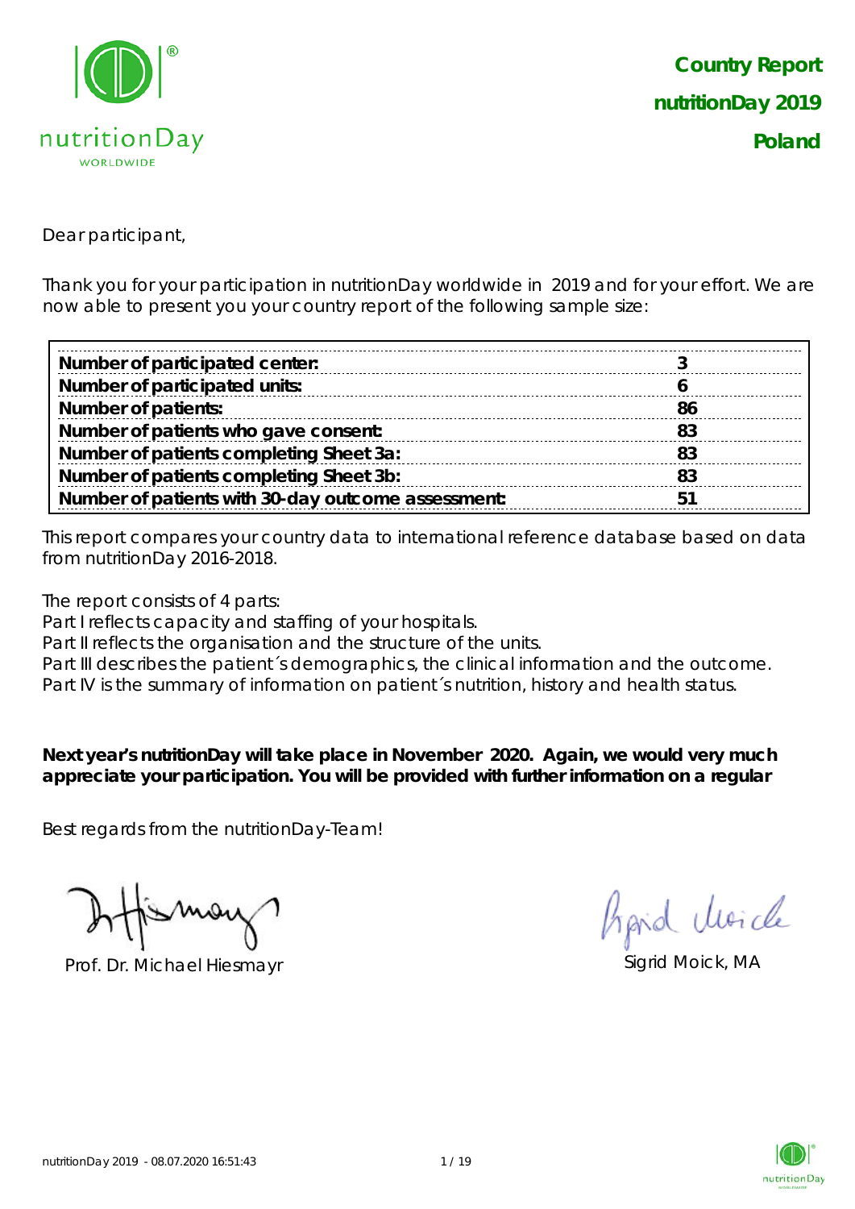**Country Report**

**nutritionDay 2019**

**Poland**

Dear participant,

Thank you for your participation in nutritionDay worldwide in 2019 and for your effort. We are now able to present you your country report of the following sample size:

| | |
|---|---|
| **Number of participated center:** | **3** |
| **Number of participated units:** | **6** |
| **Number of patients:** | **86** |
| **Number of patients who gave consent:** | **83** |
| **Number of patients completing Sheet 3a:** | **83** |
| **Number of patients completing Sheet 3b:** | **83** |
| **Number of patients with 30-day outcome assessment:** | **51** |

This report compares your country data to international reference database based on data from nutritionDay 2016-2018.

The report consists of 4 parts:
Part I reflects capacity and staffing of your hospitals.
Part II reflects the organisation and the structure of the units.
Part III describes the patient´s demographics, the clinical information and the outcome.
Part IV is the summary of information on patient´s nutrition, history and health status.

**Next year's nutritionDay will take place in November 2020. Again, we would very much appreciate your participation. You will be provided with further information on a regular**

Best regards from the nutritionDay-Team!

Prof. Dr. Michael Hiesmayr

Sigrid Moick, MA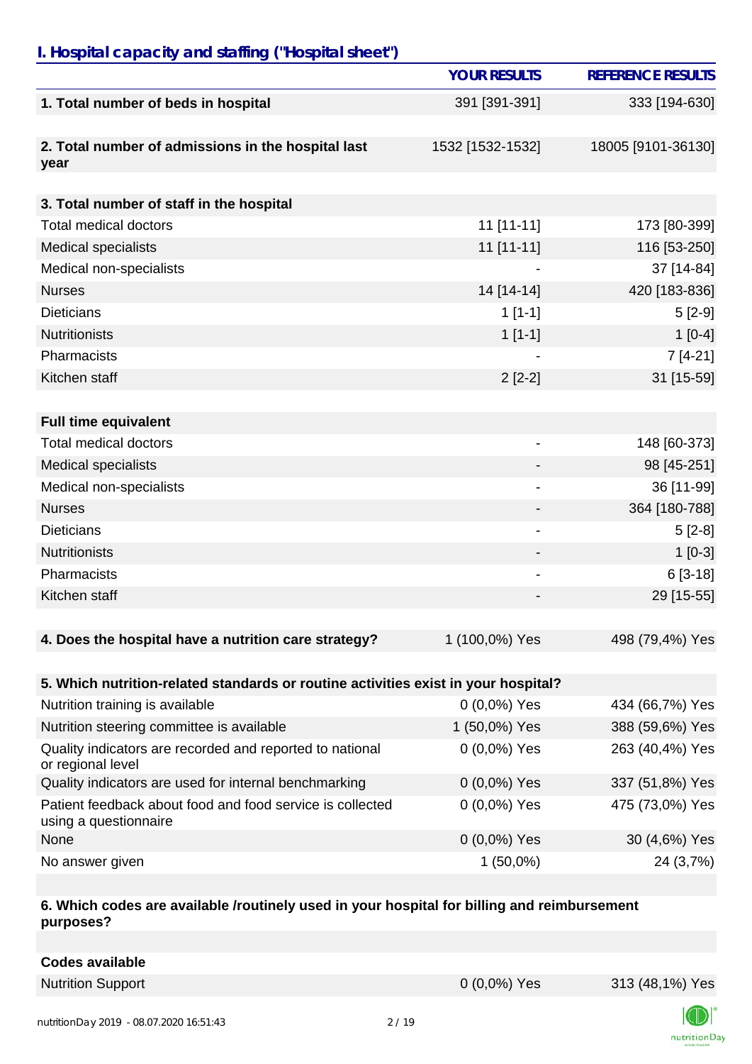## I. Hospital capacity and staffing ("Hospital sheet")

| | YOUR RESULTS | REFERENCE RESULTS |
|---|---|---|
| **1. Total number of beds in hospital** | 391 [391-391] | 333 [194-630] |
| **2. Total number of admissions in the hospital last year** | 1532 [1532-1532] | 18005 [9101-36130] |
| **3. Total number of staff in the hospital** | | |
| Total medical doctors | 11 [11-11] | 173 [80-399] |
| Medical specialists | 11 [11-11] | 116 [53-250] |
| Medical non-specialists | - | 37 [14-84] |
| Nurses | 14 [14-14] | 420 [183-836] |
| Dieticians | 1 [1-1] | 5 [2-9] |
| Nutritionists | 1 [1-1] | 1 [0-4] |
| Pharmacists | - | 7 [4-21] |
| Kitchen staff | 2 [2-2] | 31 [15-59] |
| **Full time equivalent** | | |
| Total medical doctors | - | 148 [60-373] |
| Medical specialists | - | 98 [45-251] |
| Medical non-specialists | - | 36 [11-99] |
| Nurses | - | 364 [180-788] |
| Dieticians | - | 5 [2-8] |
| Nutritionists | - | 1 [0-3] |
| Pharmacists | - | 6 [3-18] |
| Kitchen staff | - | 29 [15-55] |
| **4. Does the hospital have a nutrition care strategy?** | 1 (100,0%) Yes | 498 (79,4%) Yes |
| **5. Which nutrition-related standards or routine activities exist in your hospital?** | | |
| Nutrition training is available | 0 (0,0%) Yes | 434 (66,7%) Yes |
| Nutrition steering committee is available | 1 (50,0%) Yes | 388 (59,6%) Yes |
| Quality indicators are recorded and reported to national or regional level | 0 (0,0%) Yes | 263 (40,4%) Yes |
| Quality indicators are used for internal benchmarking | 0 (0,0%) Yes | 337 (51,8%) Yes |
| Patient feedback about food and food service is collected using a questionnaire | 0 (0,0%) Yes | 475 (73,0%) Yes |
| None | 0 (0,0%) Yes | 30 (4,6%) Yes |
| No answer given | 1 (50,0%) | 24 (3,7%) |
| **6. Which codes are available /routinely used in your hospital for billing and reimbursement purposes?** | | |
| **Codes available** | | |
| Nutrition Support | 0 (0,0%) Yes | 313 (48,1%) Yes |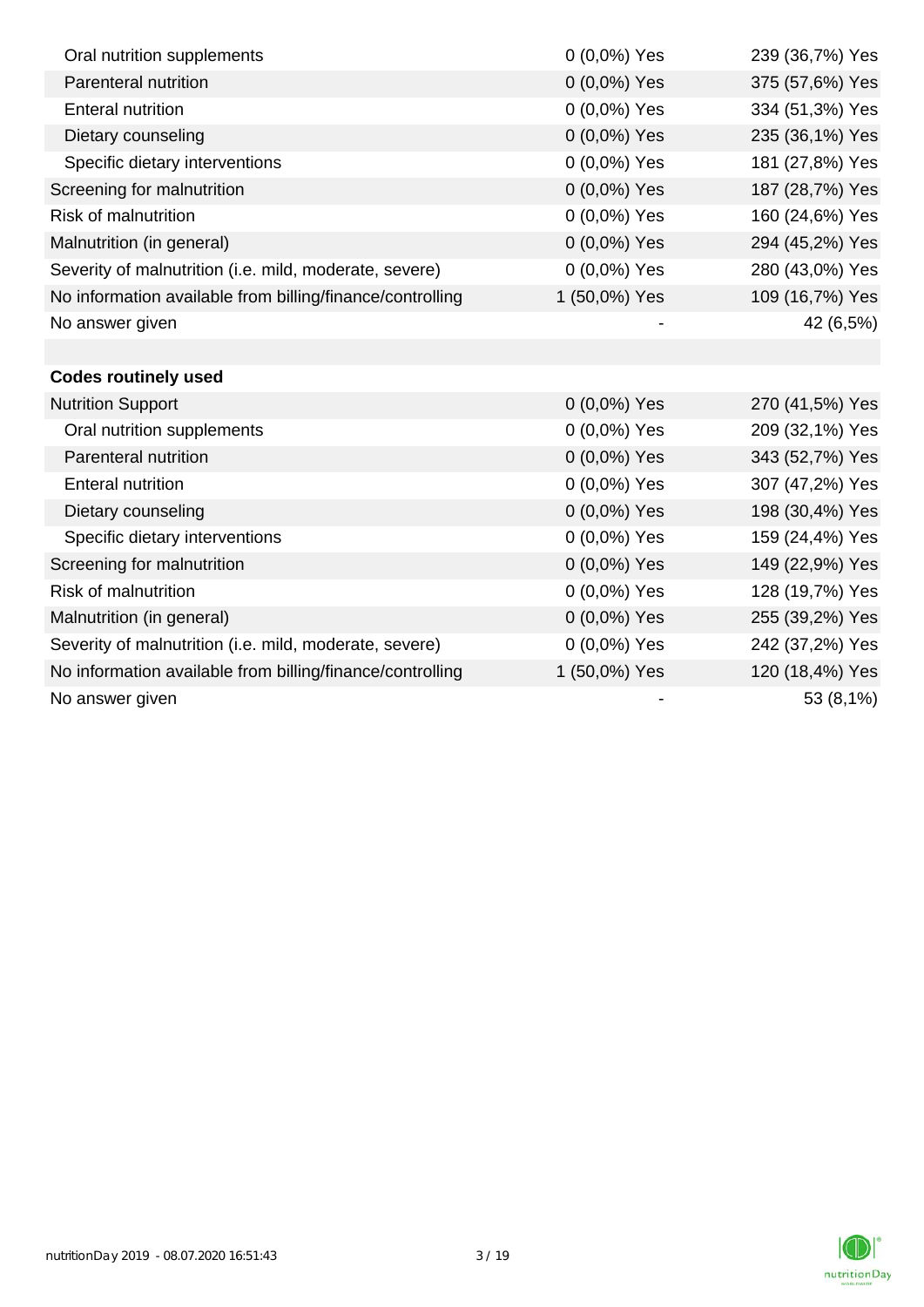| | | |
|---|---|---|
| Oral nutrition supplements | 0 (0,0%) Yes | 239 (36,7%) Yes |
| Parenteral nutrition | 0 (0,0%) Yes | 375 (57,6%) Yes |
| Enteral nutrition | 0 (0,0%) Yes | 334 (51,3%) Yes |
| Dietary counseling | 0 (0,0%) Yes | 235 (36,1%) Yes |
| Specific dietary interventions | 0 (0,0%) Yes | 181 (27,8%) Yes |
| Screening for malnutrition | 0 (0,0%) Yes | 187 (28,7%) Yes |
| Risk of malnutrition | 0 (0,0%) Yes | 160 (24,6%) Yes |
| Malnutrition (in general) | 0 (0,0%) Yes | 294 (45,2%) Yes |
| Severity of malnutrition (i.e. mild, moderate, severe) | 0 (0,0%) Yes | 280 (43,0%) Yes |
| No information available from billing/finance/controlling | 1 (50,0%) Yes | 109 (16,7%) Yes |
| No answer given | - | 42 (6,5%) |
| | | |
| **Codes routinely used** | | |
| Nutrition Support | 0 (0,0%) Yes | 270 (41,5%) Yes |
| Oral nutrition supplements | 0 (0,0%) Yes | 209 (32,1%) Yes |
| Parenteral nutrition | 0 (0,0%) Yes | 343 (52,7%) Yes |
| Enteral nutrition | 0 (0,0%) Yes | 307 (47,2%) Yes |
| Dietary counseling | 0 (0,0%) Yes | 198 (30,4%) Yes |
| Specific dietary interventions | 0 (0,0%) Yes | 159 (24,4%) Yes |
| Screening for malnutrition | 0 (0,0%) Yes | 149 (22,9%) Yes |
| Risk of malnutrition | 0 (0,0%) Yes | 128 (19,7%) Yes |
| Malnutrition (in general) | 0 (0,0%) Yes | 255 (39,2%) Yes |
| Severity of malnutrition (i.e. mild, moderate, severe) | 0 (0,0%) Yes | 242 (37,2%) Yes |
| No information available from billing/finance/controlling | 1 (50,0%) Yes | 120 (18,4%) Yes |
| No answer given | - | 53 (8,1%) |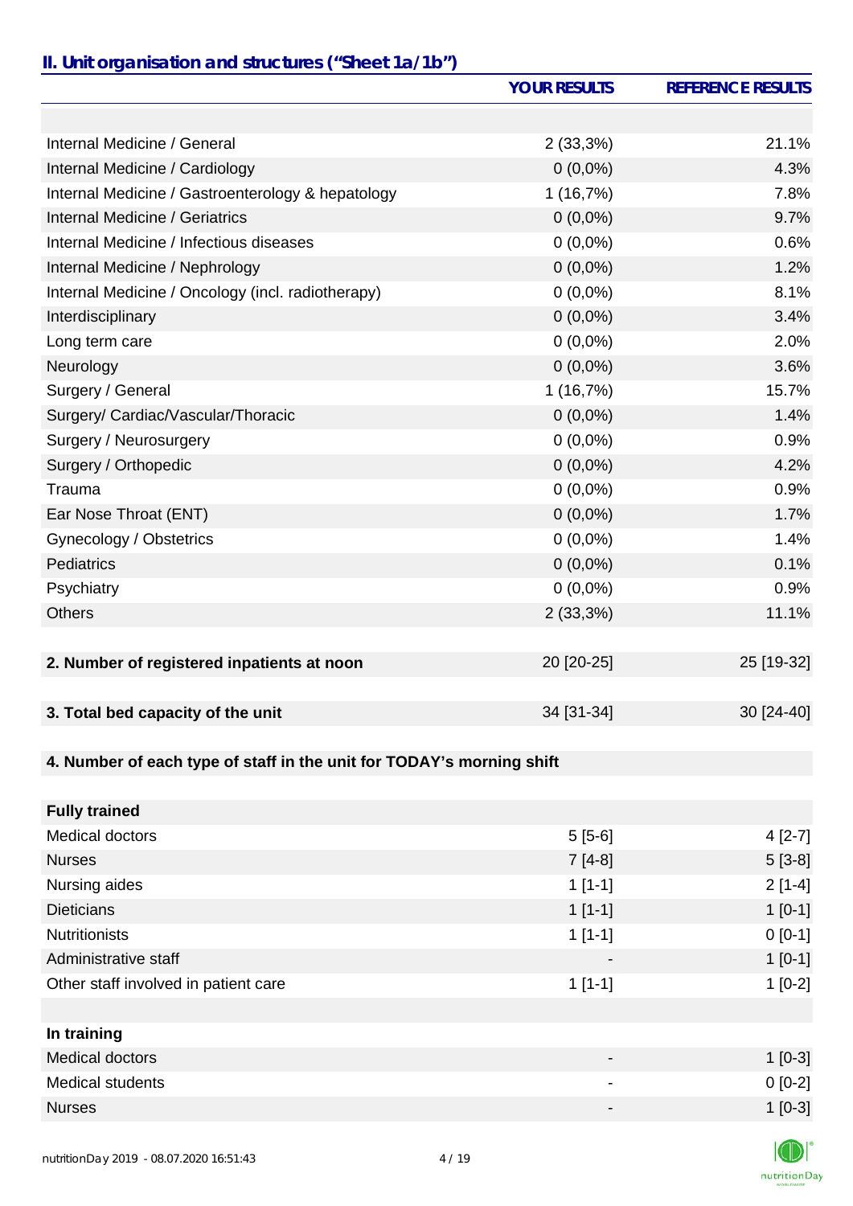## II. Unit organisation and structures ("Sheet 1a/1b")

| | YOUR RESULTS | REFERENCE RESULTS |
|---|---|---|
| | | |
| Internal Medicine / General | 2 (33,3%) | 21.1% |
| Internal Medicine / Cardiology | 0 (0,0%) | 4.3% |
| Internal Medicine / Gastroenterology & hepatology | 1 (16,7%) | 7.8% |
| Internal Medicine / Geriatrics | 0 (0,0%) | 9.7% |
| Internal Medicine / Infectious diseases | 0 (0,0%) | 0.6% |
| Internal Medicine / Nephrology | 0 (0,0%) | 1.2% |
| Internal Medicine / Oncology (incl. radiotherapy) | 0 (0,0%) | 8.1% |
| Interdisciplinary | 0 (0,0%) | 3.4% |
| Long term care | 0 (0,0%) | 2.0% |
| Neurology | 0 (0,0%) | 3.6% |
| Surgery / General | 1 (16,7%) | 15.7% |
| Surgery/ Cardiac/Vascular/Thoracic | 0 (0,0%) | 1.4% |
| Surgery / Neurosurgery | 0 (0,0%) | 0.9% |
| Surgery / Orthopedic | 0 (0,0%) | 4.2% |
| Trauma | 0 (0,0%) | 0.9% |
| Ear Nose Throat (ENT) | 0 (0,0%) | 1.7% |
| Gynecology / Obstetrics | 0 (0,0%) | 1.4% |
| Pediatrics | 0 (0,0%) | 0.1% |
| Psychiatry | 0 (0,0%) | 0.9% |
| Others | 2 (33,3%) | 11.1% |
| | | |
| **2. Number of registered inpatients at noon** | 20 [20-25] | 25 [19-32] |
| | | |
| **3. Total bed capacity of the unit** | 34 [31-34] | 30 [24-40] |
| | | |
| **4. Number of each type of staff in the unit for TODAY's morning shift** | | |
| | | |
| **Fully trained** | | |
| Medical doctors | 5 [5-6] | 4 [2-7] |
| Nurses | 7 [4-8] | 5 [3-8] |
| Nursing aides | 1 [1-1] | 2 [1-4] |
| Dieticians | 1 [1-1] | 1 [0-1] |
| Nutritionists | 1 [1-1] | 0 [0-1] |
| Administrative staff | - | 1 [0-1] |
| Other staff involved in patient care | 1 [1-1] | 1 [0-2] |
| | | |
| **In training** | | |
| Medical doctors | - | 1 [0-3] |
| Medical students | - | 0 [0-2] |
| Nurses | - | 1 [0-3] |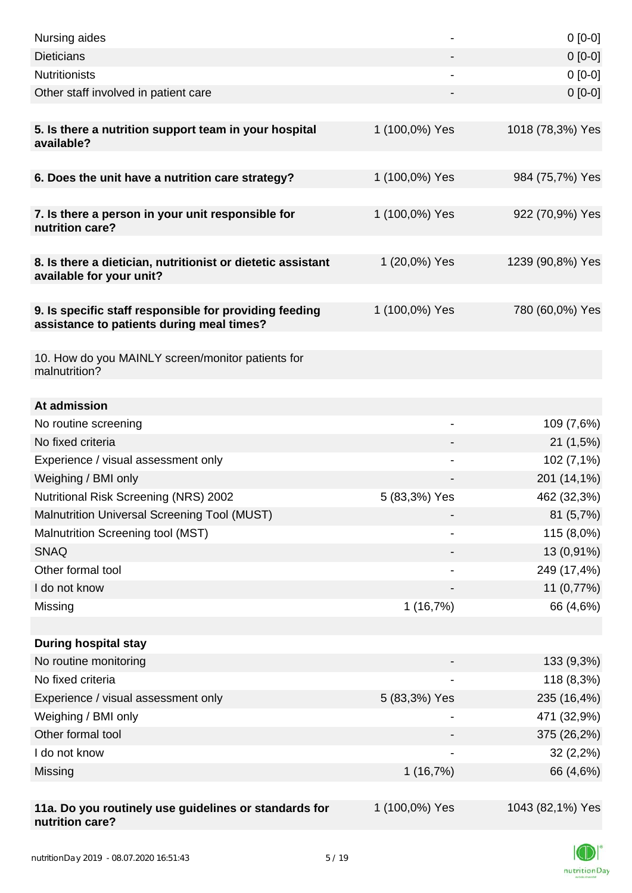| | | |
|---|---|---|
| Nursing aides | - | 0 [0-0] |
| Dieticians | - | 0 [0-0] |
| Nutritionists | - | 0 [0-0] |
| Other staff involved in patient care | - | 0 [0-0] |
| | | |
| **5. Is there a nutrition support team in your hospital available?** | 1 (100,0%) Yes | 1018 (78,3%) Yes |
| | | |
| **6. Does the unit have a nutrition care strategy?** | 1 (100,0%) Yes | 984 (75,7%) Yes |
| | | |
| **7. Is there a person in your unit responsible for nutrition care?** | 1 (100,0%) Yes | 922 (70,9%) Yes |
| | | |
| **8. Is there a dietician, nutritionist or dietetic assistant available for your unit?** | 1 (20,0%) Yes | 1239 (90,8%) Yes |
| | | |
| **9. Is specific staff responsible for providing feeding assistance to patients during meal times?** | 1 (100,0%) Yes | 780 (60,0%) Yes |
| | | |
| 10. How do you MAINLY screen/monitor patients for malnutrition? | | |
| | | |
| **At admission** | | |
| No routine screening | - | 109 (7,6%) |
| No fixed criteria | - | 21 (1,5%) |
| Experience / visual assessment only | - | 102 (7,1%) |
| Weighing / BMI only | - | 201 (14,1%) |
| Nutritional Risk Screening (NRS) 2002 | 5 (83,3%) Yes | 462 (32,3%) |
| Malnutrition Universal Screening Tool (MUST) | - | 81 (5,7%) |
| Malnutrition Screening tool (MST) | - | 115 (8,0%) |
| SNAQ | - | 13 (0,91%) |
| Other formal tool | - | 249 (17,4%) |
| I do not know | - | 11 (0,77%) |
| Missing | 1 (16,7%) | 66 (4,6%) |
| | | |
| **During hospital stay** | | |
| No routine monitoring | - | 133 (9,3%) |
| No fixed criteria | - | 118 (8,3%) |
| Experience / visual assessment only | 5 (83,3%) Yes | 235 (16,4%) |
| Weighing / BMI only | - | 471 (32,9%) |
| Other formal tool | - | 375 (26,2%) |
| I do not know | - | 32 (2,2%) |
| Missing | 1 (16,7%) | 66 (4,6%) |
| | | |
| **11a. Do you routinely use guidelines or standards for nutrition care?** | 1 (100,0%) Yes | 1043 (82,1%) Yes |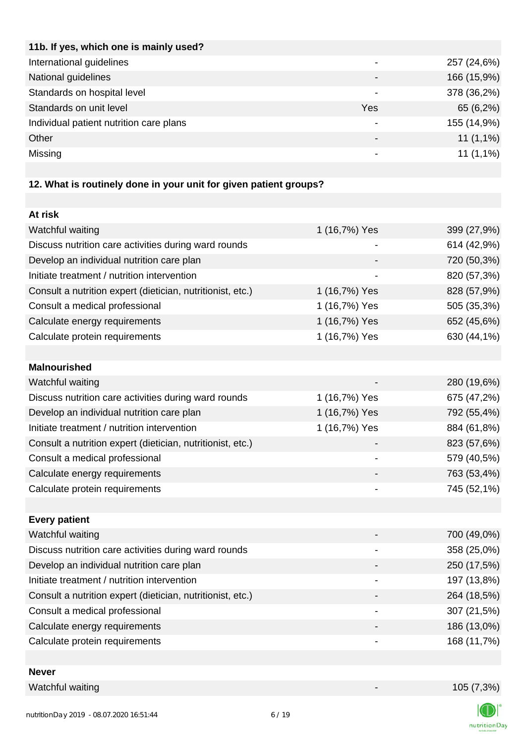| 11b. If yes, which one is mainly used? | | |
|---|---|---|
| International guidelines | - | 257 (24,6%) |
| National guidelines | - | 166 (15,9%) |
| Standards on hospital level | - | 378 (36,2%) |
| Standards on unit level | Yes | 65 (6,2%) |
| Individual patient nutrition care plans | - | 155 (14,9%) |
| Other | - | 11 (1,1%) |
| Missing | - | 11 (1,1%) |

| 12. What is routinely done in your unit for given patient groups? | | |
|---|---|---|
| **At risk** | | |
| Watchful waiting | 1 (16,7%) Yes | 399 (27,9%) |
| Discuss nutrition care activities during ward rounds | - | 614 (42,9%) |
| Develop an individual nutrition care plan | - | 720 (50,3%) |
| Initiate treatment / nutrition intervention | - | 820 (57,3%) |
| Consult a nutrition expert (dietician, nutritionist, etc.) | 1 (16,7%) Yes | 828 (57,9%) |
| Consult a medical professional | 1 (16,7%) Yes | 505 (35,3%) |
| Calculate energy requirements | 1 (16,7%) Yes | 652 (45,6%) |
| Calculate protein requirements | 1 (16,7%) Yes | 630 (44,1%) |
| **Malnourished** | | |
| Watchful waiting | - | 280 (19,6%) |
| Discuss nutrition care activities during ward rounds | 1 (16,7%) Yes | 675 (47,2%) |
| Develop an individual nutrition care plan | 1 (16,7%) Yes | 792 (55,4%) |
| Initiate treatment / nutrition intervention | 1 (16,7%) Yes | 884 (61,8%) |
| Consult a nutrition expert (dietician, nutritionist, etc.) | - | 823 (57,6%) |
| Consult a medical professional | - | 579 (40,5%) |
| Calculate energy requirements | - | 763 (53,4%) |
| Calculate protein requirements | - | 745 (52,1%) |
| **Every patient** | | |
| Watchful waiting | - | 700 (49,0%) |
| Discuss nutrition care activities during ward rounds | - | 358 (25,0%) |
| Develop an individual nutrition care plan | - | 250 (17,5%) |
| Initiate treatment / nutrition intervention | - | 197 (13,8%) |
| Consult a nutrition expert (dietician, nutritionist, etc.) | - | 264 (18,5%) |
| Consult a medical professional | - | 307 (21,5%) |
| Calculate energy requirements | - | 186 (13,0%) |
| Calculate protein requirements | - | 168 (11,7%) |
| **Never** | | |
| Watchful waiting | - | 105 (7,3%) |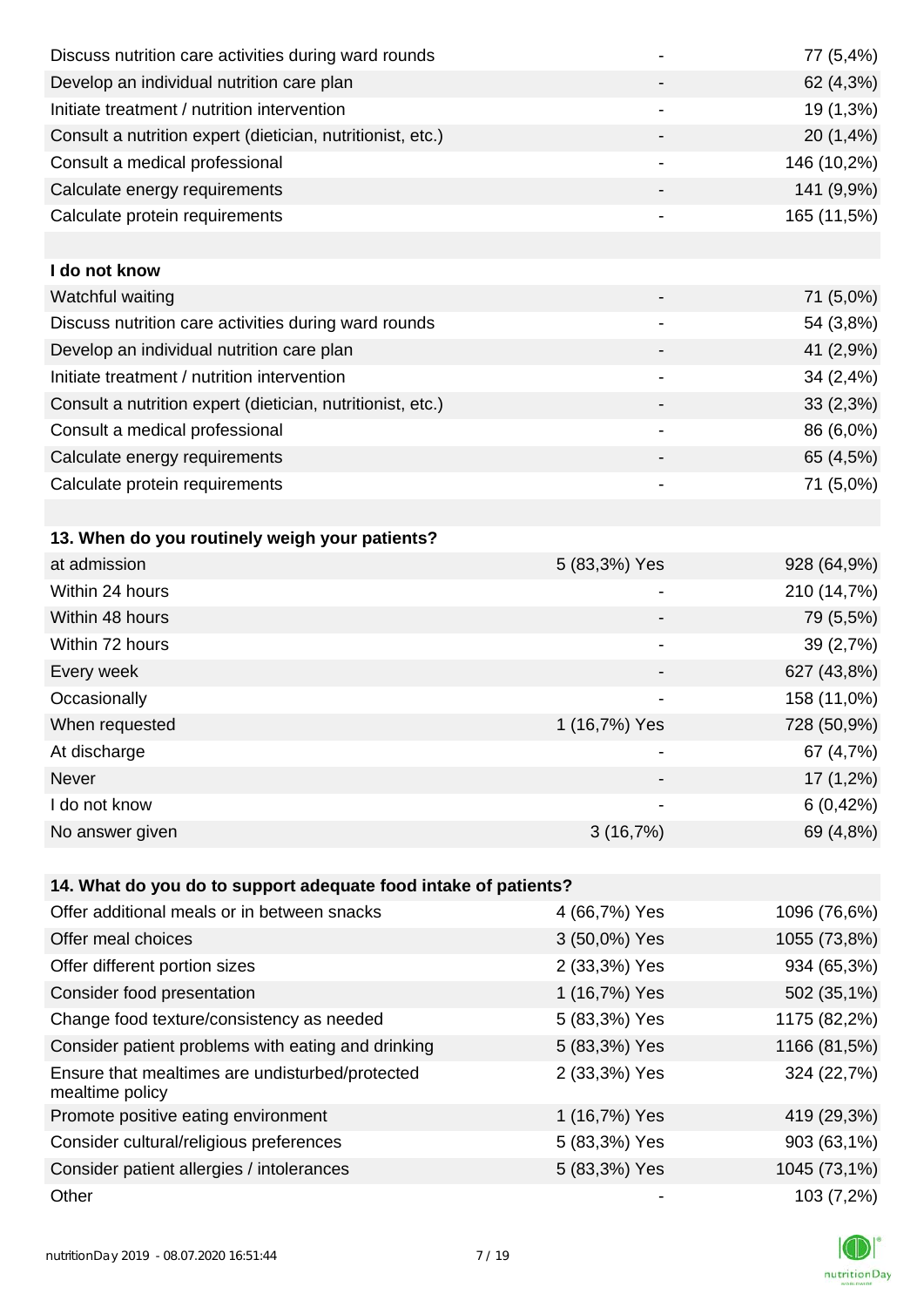| | | |
|---|---|---|
| Discuss nutrition care activities during ward rounds | - | 77 (5,4%) |
| Develop an individual nutrition care plan | - | 62 (4,3%) |
| Initiate treatment / nutrition intervention | - | 19 (1,3%) |
| Consult a nutrition expert (dietician, nutritionist, etc.) | - | 20 (1,4%) |
| Consult a medical professional | - | 146 (10,2%) |
| Calculate energy requirements | - | 141 (9,9%) |
| Calculate protein requirements | - | 165 (11,5%) |
| | | |
| **I do not know** | | |
| Watchful waiting | - | 71 (5,0%) |
| Discuss nutrition care activities during ward rounds | - | 54 (3,8%) |
| Develop an individual nutrition care plan | - | 41 (2,9%) |
| Initiate treatment / nutrition intervention | - | 34 (2,4%) |
| Consult a nutrition expert (dietician, nutritionist, etc.) | - | 33 (2,3%) |
| Consult a medical professional | - | 86 (6,0%) |
| Calculate energy requirements | - | 65 (4,5%) |
| Calculate protein requirements | - | 71 (5,0%) |

| **13. When do you routinely weigh your patients?** | | |
|---|---|---|
| at admission | 5 (83,3%) Yes | 928 (64,9%) |
| Within 24 hours | - | 210 (14,7%) |
| Within 48 hours | - | 79 (5,5%) |
| Within 72 hours | - | 39 (2,7%) |
| Every week | - | 627 (43,8%) |
| Occasionally | - | 158 (11,0%) |
| When requested | 1 (16,7%) Yes | 728 (50,9%) |
| At discharge | - | 67 (4,7%) |
| Never | - | 17 (1,2%) |
| I do not know | - | 6 (0,42%) |
| No answer given | 3 (16,7%) | 69 (4,8%) |

| **14. What do you do to support adequate food intake of patients?** | | |
|---|---|---|
| Offer additional meals or in between snacks | 4 (66,7%) Yes | 1096 (76,6%) |
| Offer meal choices | 3 (50,0%) Yes | 1055 (73,8%) |
| Offer different portion sizes | 2 (33,3%) Yes | 934 (65,3%) |
| Consider food presentation | 1 (16,7%) Yes | 502 (35,1%) |
| Change food texture/consistency as needed | 5 (83,3%) Yes | 1175 (82,2%) |
| Consider patient problems with eating and drinking | 5 (83,3%) Yes | 1166 (81,5%) |
| Ensure that mealtimes are undisturbed/protected mealtime policy | 2 (33,3%) Yes | 324 (22,7%) |
| Promote positive eating environment | 1 (16,7%) Yes | 419 (29,3%) |
| Consider cultural/religious preferences | 5 (83,3%) Yes | 903 (63,1%) |
| Consider patient allergies / intolerances | 5 (83,3%) Yes | 1045 (73,1%) |
| Other | - | 103 (7,2%) |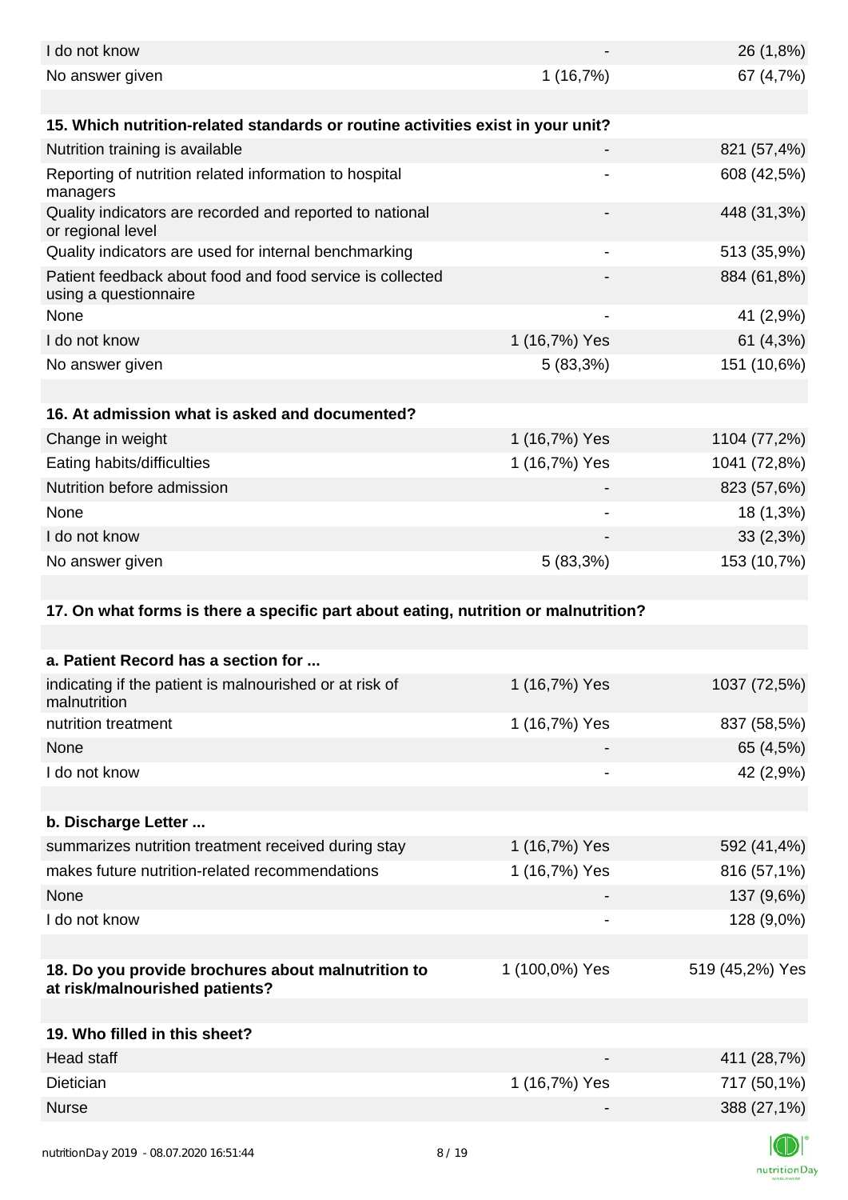| | | |
|---|---|---|
| I do not know | - | 26 (1,8%) |
| No answer given | 1 (16,7%) | 67 (4,7%) |

| 15. Which nutrition-related standards or routine activities exist in your unit? | | |
|---|---|---|
| Nutrition training is available | - | 821 (57,4%) |
| Reporting of nutrition related information to hospital managers | - | 608 (42,5%) |
| Quality indicators are recorded and reported to national or regional level | - | 448 (31,3%) |
| Quality indicators are used for internal benchmarking | - | 513 (35,9%) |
| Patient feedback about food and food service is collected using a questionnaire | - | 884 (61,8%) |
| None | - | 41 (2,9%) |
| I do not know | 1 (16,7%) Yes | 61 (4,3%) |
| No answer given | 5 (83,3%) | 151 (10,6%) |

| 16. At admission what is asked and documented? | | |
|---|---|---|
| Change in weight | 1 (16,7%) Yes | 1104 (77,2%) |
| Eating habits/difficulties | 1 (16,7%) Yes | 1041 (72,8%) |
| Nutrition before admission | - | 823 (57,6%) |
| None | - | 18 (1,3%) |
| I do not know | - | 33 (2,3%) |
| No answer given | 5 (83,3%) | 153 (10,7%) |

**17. On what forms is there a specific part about eating, nutrition or malnutrition?**

| a. Patient Record has a section for ... | | |
|---|---|---|
| indicating if the patient is malnourished or at risk of malnutrition | 1 (16,7%) Yes | 1037 (72,5%) |
| nutrition treatment | 1 (16,7%) Yes | 837 (58,5%) |
| None | - | 65 (4,5%) |
| I do not know | - | 42 (2,9%) |

| b. Discharge Letter ... | | |
|---|---|---|
| summarizes nutrition treatment received during stay | 1 (16,7%) Yes | 592 (41,4%) |
| makes future nutrition-related recommendations | 1 (16,7%) Yes | 816 (57,1%) |
| None | - | 137 (9,6%) |
| I do not know | - | 128 (9,0%) |

| 18. Do you provide brochures about malnutrition to at risk/malnourished patients? | 1 (100,0%) Yes | 519 (45,2%) Yes |
|---|---|---|

| 19. Who filled in this sheet? | | |
|---|---|---|
| Head staff | - | 411 (28,7%) |
| Dietician | 1 (16,7%) Yes | 717 (50,1%) |
| Nurse | - | 388 (27,1%) |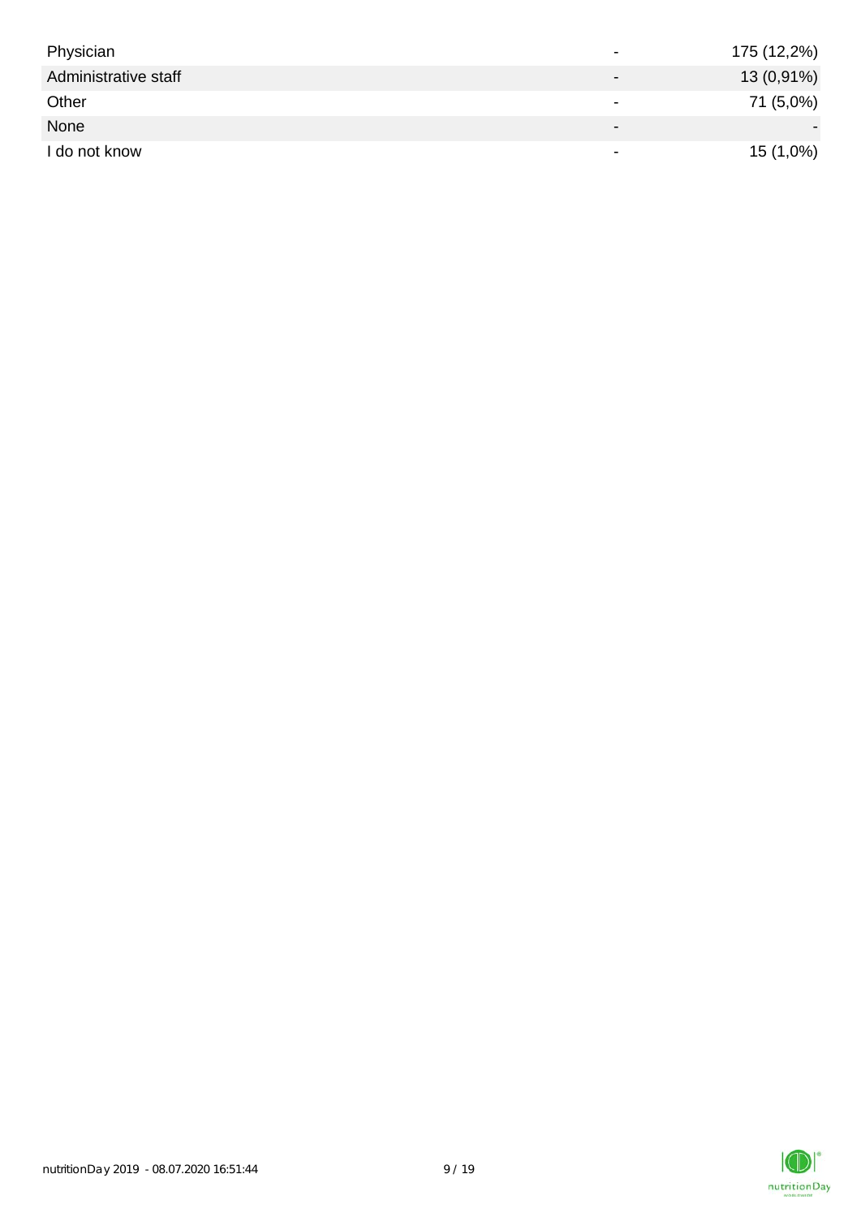| | | |
|---|---|---|
| Physician | - | 175 (12,2%) |
| Administrative staff | - | 13 (0,91%) |
| Other | - | 71 (5,0%) |
| None | - | - |
| I do not know | - | 15 (1,0%) |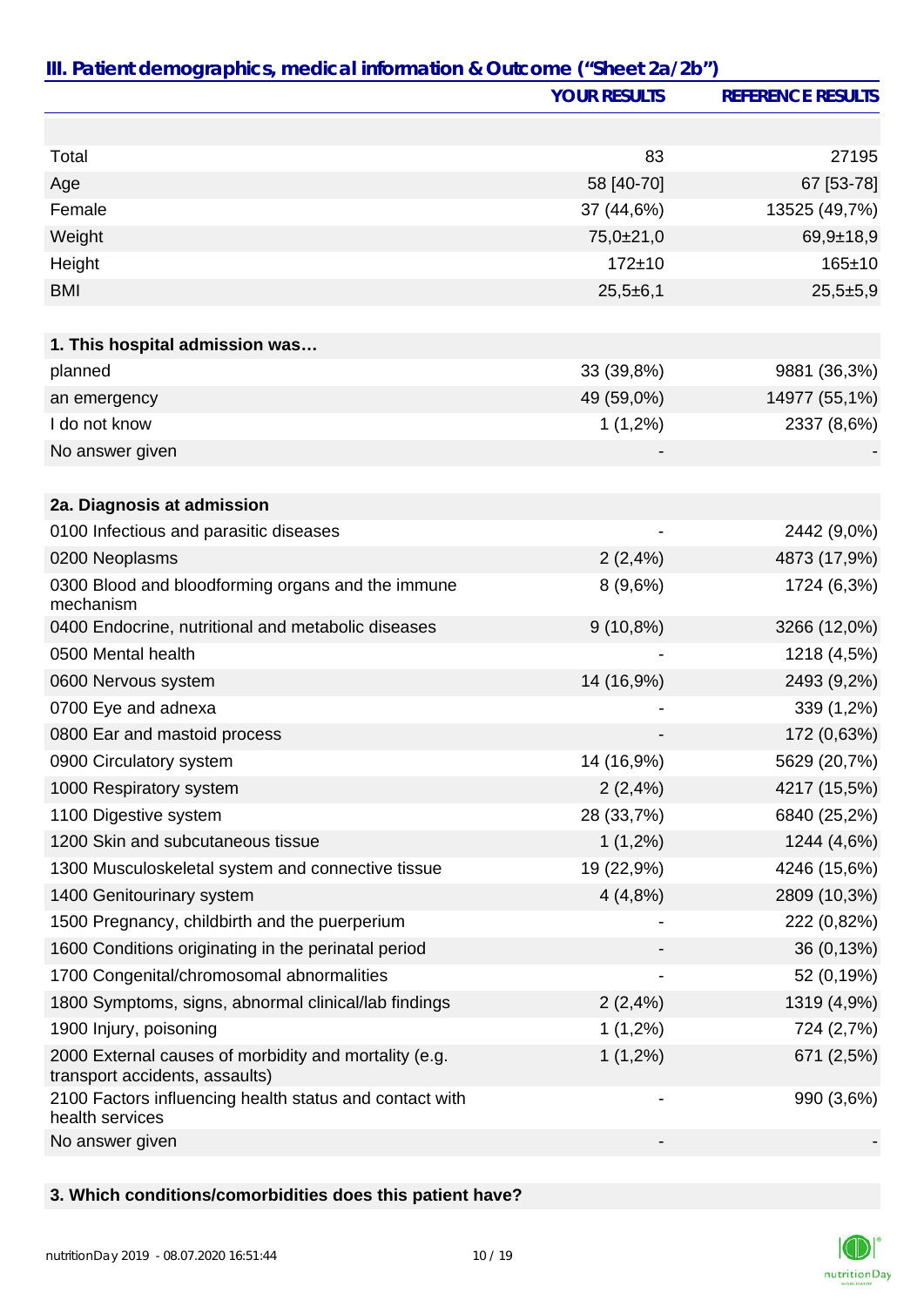## III. Patient demographics, medical information & Outcome ("Sheet 2a/2b")

| | YOUR RESULTS | REFERENCE RESULTS |
|---|---|---|
| | | |
| Total | 83 | 27195 |
| Age | 58 [40-70] | 67 [53-78] |
| Female | 37 (44,6%) | 13525 (49,7%) |
| Weight | 75,0±21,0 | 69,9±18,9 |
| Height | 172±10 | 165±10 |
| BMI | 25,5±6,1 | 25,5±5,9 |
| | | |
| **1. This hospital admission was…** | | |
| planned | 33 (39,8%) | 9881 (36,3%) |
| an emergency | 49 (59,0%) | 14977 (55,1%) |
| I do not know | 1 (1,2%) | 2337 (8,6%) |
| No answer given | - | - |
| | | |
| **2a. Diagnosis at admission** | | |
| 0100 Infectious and parasitic diseases | - | 2442 (9,0%) |
| 0200 Neoplasms | 2 (2,4%) | 4873 (17,9%) |
| 0300 Blood and bloodforming organs and the immune mechanism | 8 (9,6%) | 1724 (6,3%) |
| 0400 Endocrine, nutritional and metabolic diseases | 9 (10,8%) | 3266 (12,0%) |
| 0500 Mental health | - | 1218 (4,5%) |
| 0600 Nervous system | 14 (16,9%) | 2493 (9,2%) |
| 0700 Eye and adnexa | - | 339 (1,2%) |
| 0800 Ear and mastoid process | - | 172 (0,63%) |
| 0900 Circulatory system | 14 (16,9%) | 5629 (20,7%) |
| 1000 Respiratory system | 2 (2,4%) | 4217 (15,5%) |
| 1100 Digestive system | 28 (33,7%) | 6840 (25,2%) |
| 1200 Skin and subcutaneous tissue | 1 (1,2%) | 1244 (4,6%) |
| 1300 Musculoskeletal system and connective tissue | 19 (22,9%) | 4246 (15,6%) |
| 1400 Genitourinary system | 4 (4,8%) | 2809 (10,3%) |
| 1500 Pregnancy, childbirth and the puerperium | - | 222 (0,82%) |
| 1600 Conditions originating in the perinatal period | - | 36 (0,13%) |
| 1700 Congenital/chromosomal abnormalities | - | 52 (0,19%) |
| 1800 Symptoms, signs, abnormal clinical/lab findings | 2 (2,4%) | 1319 (4,9%) |
| 1900 Injury, poisoning | 1 (1,2%) | 724 (2,7%) |
| 2000 External causes of morbidity and mortality (e.g. transport accidents, assaults) | 1 (1,2%) | 671 (2,5%) |
| 2100 Factors influencing health status and contact with health services | - | 990 (3,6%) |
| No answer given | - | - |
| | | |
| **3. Which conditions/comorbidities does this patient have?** | | |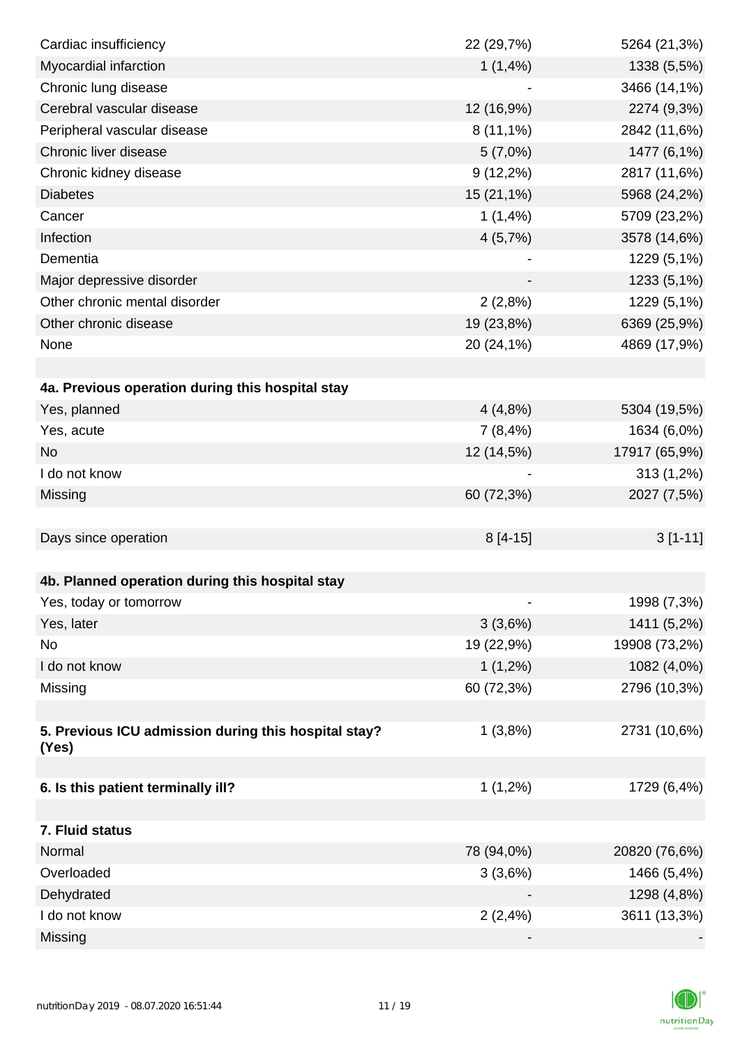| | | |
|---|---|---|
| Cardiac insufficiency | 22 (29,7%) | 5264 (21,3%) |
| Myocardial infarction | 1 (1,4%) | 1338 (5,5%) |
| Chronic lung disease | - | 3466 (14,1%) |
| Cerebral vascular disease | 12 (16,9%) | 2274 (9,3%) |
| Peripheral vascular disease | 8 (11,1%) | 2842 (11,6%) |
| Chronic liver disease | 5 (7,0%) | 1477 (6,1%) |
| Chronic kidney disease | 9 (12,2%) | 2817 (11,6%) |
| Diabetes | 15 (21,1%) | 5968 (24,2%) |
| Cancer | 1 (1,4%) | 5709 (23,2%) |
| Infection | 4 (5,7%) | 3578 (14,6%) |
| Dementia | - | 1229 (5,1%) |
| Major depressive disorder | - | 1233 (5,1%) |
| Other chronic mental disorder | 2 (2,8%) | 1229 (5,1%) |
| Other chronic disease | 19 (23,8%) | 6369 (25,9%) |
| None | 20 (24,1%) | 4869 (17,9%) |
| | | |
| **4a. Previous operation during this hospital stay** | | |
| Yes, planned | 4 (4,8%) | 5304 (19,5%) |
| Yes, acute | 7 (8,4%) | 1634 (6,0%) |
| No | 12 (14,5%) | 17917 (65,9%) |
| I do not know | - | 313 (1,2%) |
| Missing | 60 (72,3%) | 2027 (7,5%) |
| | | |
| Days since operation | 8 [4-15] | 3 [1-11] |
| | | |
| **4b. Planned operation during this hospital stay** | | |
| Yes, today or tomorrow | - | 1998 (7,3%) |
| Yes, later | 3 (3,6%) | 1411 (5,2%) |
| No | 19 (22,9%) | 19908 (73,2%) |
| I do not know | 1 (1,2%) | 1082 (4,0%) |
| Missing | 60 (72,3%) | 2796 (10,3%) |
| | | |
| **5. Previous ICU admission during this hospital stay? (Yes)** | 1 (3,8%) | 2731 (10,6%) |
| | | |
| **6. Is this patient terminally ill?** | 1 (1,2%) | 1729 (6,4%) |
| | | |
| **7. Fluid status** | | |
| Normal | 78 (94,0%) | 20820 (76,6%) |
| Overloaded | 3 (3,6%) | 1466 (5,4%) |
| Dehydrated | - | 1298 (4,8%) |
| I do not know | 2 (2,4%) | 3611 (13,3%) |
| Missing | - | - |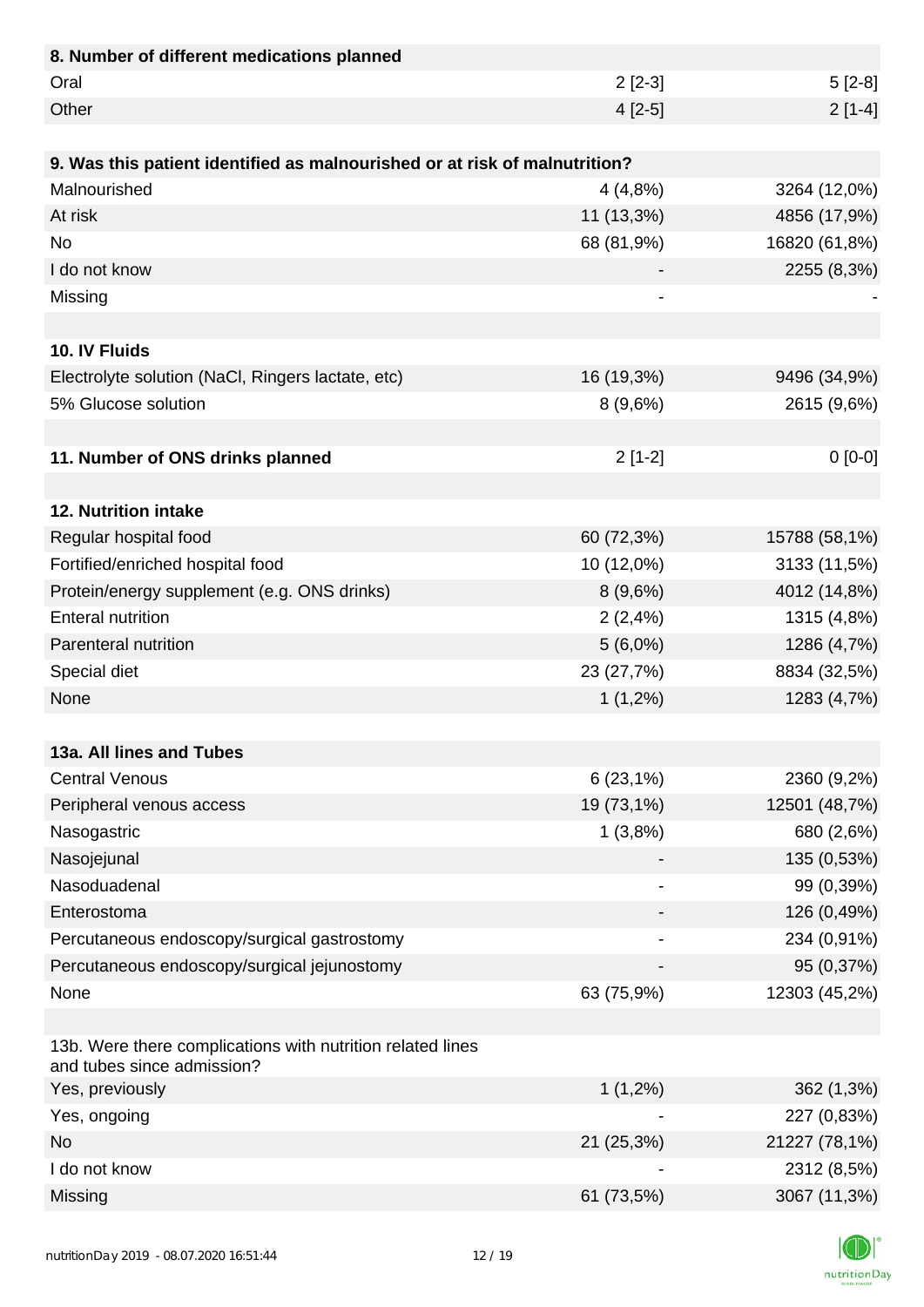| **8. Number of different medications planned** | | |
|---|---|---|
| Oral | 2 [2-3] | 5 [2-8] |
| Other | 4 [2-5] | 2 [1-4] |
| | | |
| **9. Was this patient identified as malnourished or at risk of malnutrition?** | | |
| Malnourished | 4 (4,8%) | 3264 (12,0%) |
| At risk | 11 (13,3%) | 4856 (17,9%) |
| No | 68 (81,9%) | 16820 (61,8%) |
| I do not know | - | 2255 (8,3%) |
| Missing | - | - |
| | | |
| **10. IV Fluids** | | |
| Electrolyte solution (NaCl, Ringers lactate, etc) | 16 (19,3%) | 9496 (34,9%) |
| 5% Glucose solution | 8 (9,6%) | 2615 (9,6%) |
| | | |
| **11. Number of ONS drinks planned** | 2 [1-2] | 0 [0-0] |
| | | |
| **12. Nutrition intake** | | |
| Regular hospital food | 60 (72,3%) | 15788 (58,1%) |
| Fortified/enriched hospital food | 10 (12,0%) | 3133 (11,5%) |
| Protein/energy supplement (e.g. ONS drinks) | 8 (9,6%) | 4012 (14,8%) |
| Enteral nutrition | 2 (2,4%) | 1315 (4,8%) |
| Parenteral nutrition | 5 (6,0%) | 1286 (4,7%) |
| Special diet | 23 (27,7%) | 8834 (32,5%) |
| None | 1 (1,2%) | 1283 (4,7%) |
| | | |
| **13a. All lines and Tubes** | | |
| Central Venous | 6 (23,1%) | 2360 (9,2%) |
| Peripheral venous access | 19 (73,1%) | 12501 (48,7%) |
| Nasogastric | 1 (3,8%) | 680 (2,6%) |
| Nasojejunal | - | 135 (0,53%) |
| Nasoduadenal | - | 99 (0,39%) |
| Enterostoma | - | 126 (0,49%) |
| Percutaneous endoscopy/surgical gastrostomy | - | 234 (0,91%) |
| Percutaneous endoscopy/surgical jejunostomy | - | 95 (0,37%) |
| None | 63 (75,9%) | 12303 (45,2%) |
| | | |
| 13b. Were there complications with nutrition related lines and tubes since admission? | | |
| Yes, previously | 1 (1,2%) | 362 (1,3%) |
| Yes, ongoing | - | 227 (0,83%) |
| No | 21 (25,3%) | 21227 (78,1%) |
| I do not know | - | 2312 (8,5%) |
| Missing | 61 (73,5%) | 3067 (11,3%) |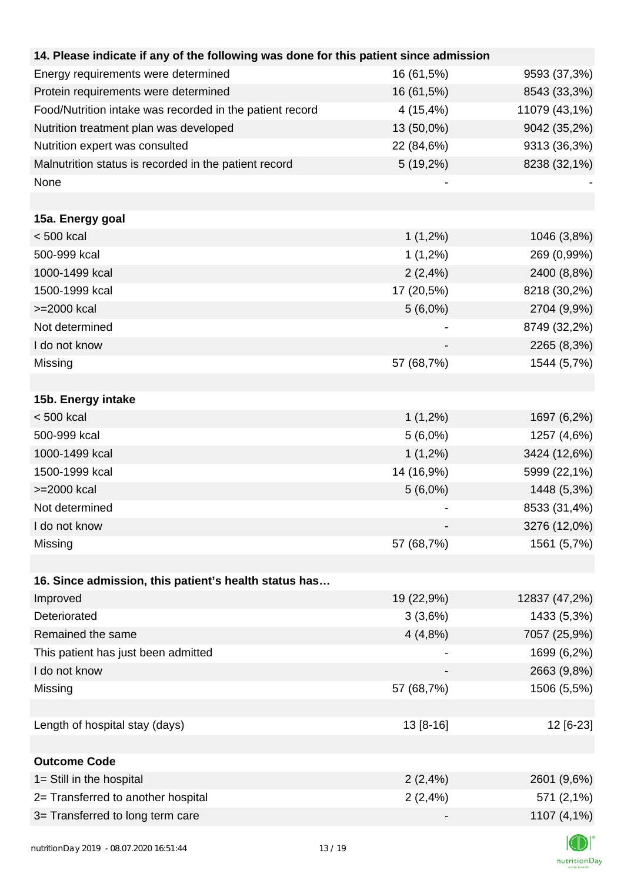| 14. Please indicate if any of the following was done for this patient since admission | | |
|---|---|---|
| Energy requirements were determined | 16 (61,5%) | 9593 (37,3%) |
| Protein requirements were determined | 16 (61,5%) | 8543 (33,3%) |
| Food/Nutrition intake was recorded in the patient record | 4 (15,4%) | 11079 (43,1%) |
| Nutrition treatment plan was developed | 13 (50,0%) | 9042 (35,2%) |
| Nutrition expert was consulted | 22 (84,6%) | 9313 (36,3%) |
| Malnutrition status is recorded in the patient record | 5 (19,2%) | 8238 (32,1%) |
| None | - | - |
| | | |
| **15a. Energy goal** | | |
| < 500 kcal | 1 (1,2%) | 1046 (3,8%) |
| 500-999 kcal | 1 (1,2%) | 269 (0,99%) |
| 1000-1499 kcal | 2 (2,4%) | 2400 (8,8%) |
| 1500-1999 kcal | 17 (20,5%) | 8218 (30,2%) |
| >=2000 kcal | 5 (6,0%) | 2704 (9,9%) |
| Not determined | - | 8749 (32,2%) |
| I do not know | - | 2265 (8,3%) |
| Missing | 57 (68,7%) | 1544 (5,7%) |
| | | |
| **15b. Energy intake** | | |
| < 500 kcal | 1 (1,2%) | 1697 (6,2%) |
| 500-999 kcal | 5 (6,0%) | 1257 (4,6%) |
| 1000-1499 kcal | 1 (1,2%) | 3424 (12,6%) |
| 1500-1999 kcal | 14 (16,9%) | 5999 (22,1%) |
| >=2000 kcal | 5 (6,0%) | 1448 (5,3%) |
| Not determined | - | 8533 (31,4%) |
| I do not know | - | 3276 (12,0%) |
| Missing | 57 (68,7%) | 1561 (5,7%) |
| | | |
| **16. Since admission, this patient's health status has…** | | |
| Improved | 19 (22,9%) | 12837 (47,2%) |
| Deteriorated | 3 (3,6%) | 1433 (5,3%) |
| Remained the same | 4 (4,8%) | 7057 (25,9%) |
| This patient has just been admitted | - | 1699 (6,2%) |
| I do not know | - | 2663 (9,8%) |
| Missing | 57 (68,7%) | 1506 (5,5%) |
| | | |
| Length of hospital stay (days) | 13 [8-16] | 12 [6-23] |
| | | |
| **Outcome Code** | | |
| 1= Still in the hospital | 2 (2,4%) | 2601 (9,6%) |
| 2= Transferred to another hospital | 2 (2,4%) | 571 (2,1%) |
| 3= Transferred to long term care | - | 1107 (4,1%) |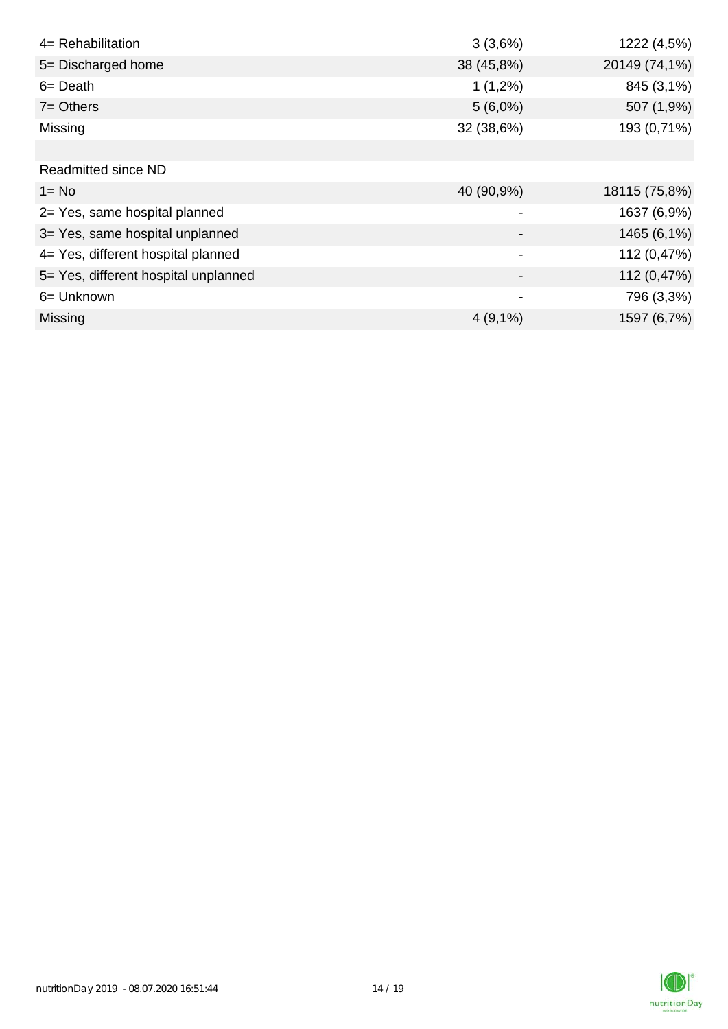| | | |
|---|---|---|
| 4= Rehabilitation | 3 (3,6%) | 1222 (4,5%) |
| 5= Discharged home | 38 (45,8%) | 20149 (74,1%) |
| 6= Death | 1 (1,2%) | 845 (3,1%) |
| 7= Others | 5 (6,0%) | 507 (1,9%) |
| Missing | 32 (38,6%) | 193 (0,71%) |
| | | |
| Readmitted since ND | | |
| 1= No | 40 (90,9%) | 18115 (75,8%) |
| 2= Yes, same hospital planned | - | 1637 (6,9%) |
| 3= Yes, same hospital unplanned | - | 1465 (6,1%) |
| 4= Yes, different hospital planned | - | 112 (0,47%) |
| 5= Yes, different hospital unplanned | - | 112 (0,47%) |
| 6= Unknown | - | 796 (3,3%) |
| Missing | 4 (9,1%) | 1597 (6,7%) |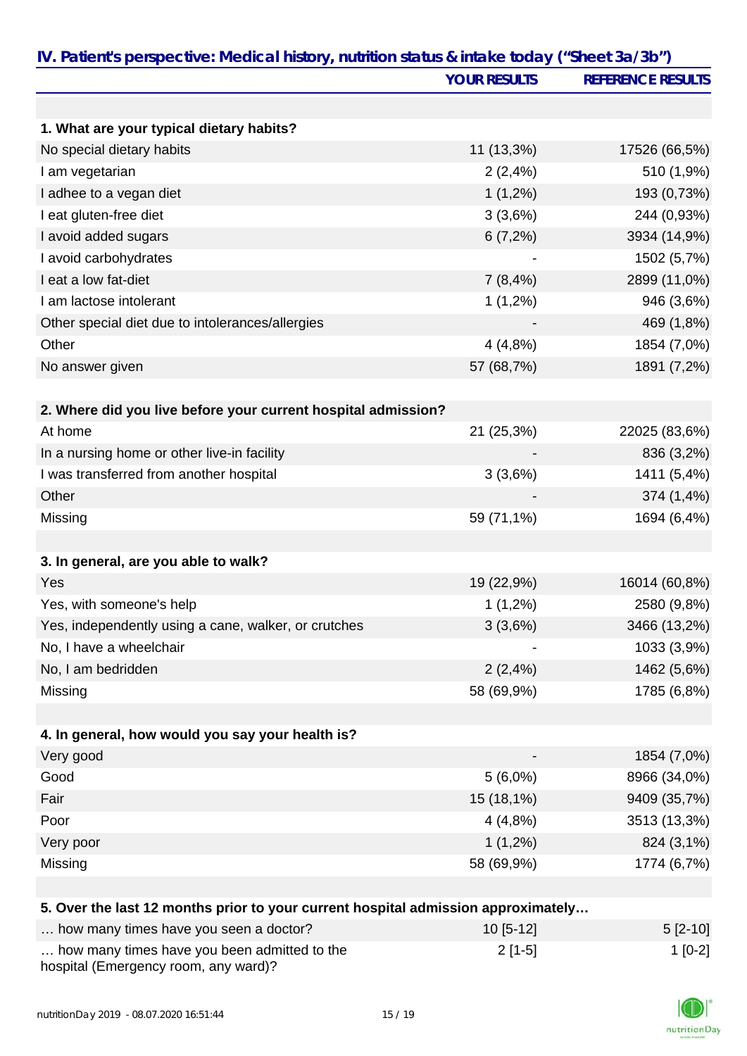## IV. Patient's perspective: Medical history, nutrition status & intake today ("Sheet 3a/3b")

| | YOUR RESULTS | REFERENCE RESULTS |
|---|---|---|
| **1. What are your typical dietary habits?** | | |
| No special dietary habits | 11 (13,3%) | 17526 (66,5%) |
| I am vegetarian | 2 (2,4%) | 510 (1,9%) |
| I adhee to a vegan diet | 1 (1,2%) | 193 (0,73%) |
| I eat gluten-free diet | 3 (3,6%) | 244 (0,93%) |
| I avoid added sugars | 6 (7,2%) | 3934 (14,9%) |
| I avoid carbohydrates | - | 1502 (5,7%) |
| I eat a low fat-diet | 7 (8,4%) | 2899 (11,0%) |
| I am lactose intolerant | 1 (1,2%) | 946 (3,6%) |
| Other special diet due to intolerances/allergies | - | 469 (1,8%) |
| Other | 4 (4,8%) | 1854 (7,0%) |
| No answer given | 57 (68,7%) | 1891 (7,2%) |
| **2. Where did you live before your current hospital admission?** | | |
| At home | 21 (25,3%) | 22025 (83,6%) |
| In a nursing home or other live-in facility | - | 836 (3,2%) |
| I was transferred from another hospital | 3 (3,6%) | 1411 (5,4%) |
| Other | - | 374 (1,4%) |
| Missing | 59 (71,1%) | 1694 (6,4%) |
| **3. In general, are you able to walk?** | | |
| Yes | 19 (22,9%) | 16014 (60,8%) |
| Yes, with someone's help | 1 (1,2%) | 2580 (9,8%) |
| Yes, independently using a cane, walker, or crutches | 3 (3,6%) | 3466 (13,2%) |
| No, I have a wheelchair | - | 1033 (3,9%) |
| No, I am bedridden | 2 (2,4%) | 1462 (5,6%) |
| Missing | 58 (69,9%) | 1785 (6,8%) |
| **4. In general, how would you say your health is?** | | |
| Very good | - | 1854 (7,0%) |
| Good | 5 (6,0%) | 8966 (34,0%) |
| Fair | 15 (18,1%) | 9409 (35,7%) |
| Poor | 4 (4,8%) | 3513 (13,3%) |
| Very poor | 1 (1,2%) | 824 (3,1%) |
| Missing | 58 (69,9%) | 1774 (6,7%) |
| **5. Over the last 12 months prior to your current hospital admission approximately…** | | |
| … how many times have you seen a doctor? | 10 [5-12] | 5 [2-10] |
| … how many times have you been admitted to the hospital (Emergency room, any ward)? | 2 [1-5] | 1 [0-2] |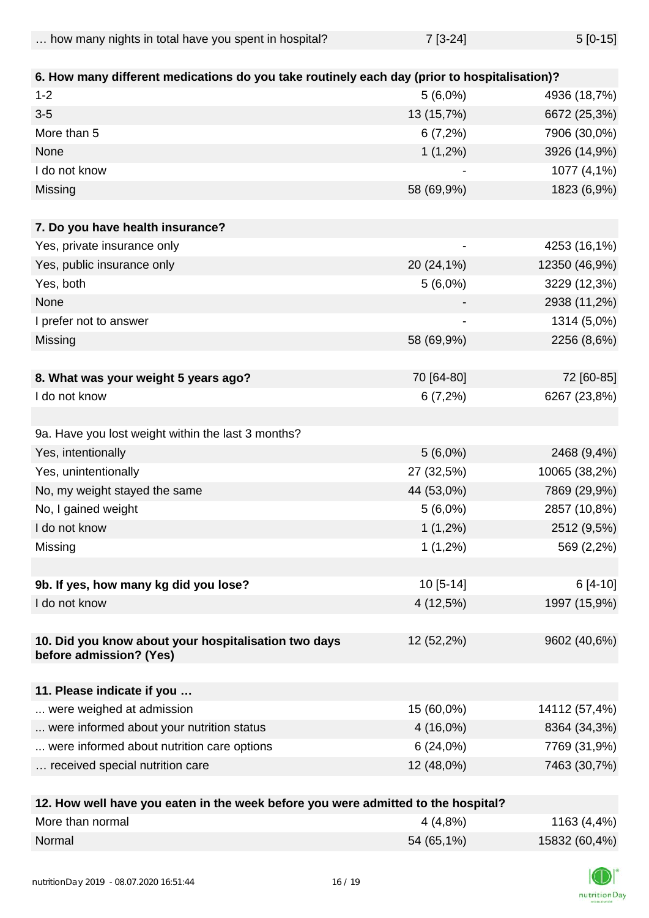| … how many nights in total have you spent in hospital? | 7 [3-24] | 5 [0-15] |
|---|---|---|
| | | |
| **6. How many different medications do you take routinely each day (prior to hospitalisation)?** | | |
| 1-2 | 5 (6,0%) | 4936 (18,7%) |
| 3-5 | 13 (15,7%) | 6672 (25,3%) |
| More than 5 | 6 (7,2%) | 7906 (30,0%) |
| None | 1 (1,2%) | 3926 (14,9%) |
| I do not know | - | 1077 (4,1%) |
| Missing | 58 (69,9%) | 1823 (6,9%) |
| | | |
| **7. Do you have health insurance?** | | |
| Yes, private insurance only | - | 4253 (16,1%) |
| Yes, public insurance only | 20 (24,1%) | 12350 (46,9%) |
| Yes, both | 5 (6,0%) | 3229 (12,3%) |
| None | - | 2938 (11,2%) |
| I prefer not to answer | - | 1314 (5,0%) |
| Missing | 58 (69,9%) | 2256 (8,6%) |
| | | |
| **8. What was your weight 5 years ago?** | 70 [64-80] | 72 [60-85] |
| I do not know | 6 (7,2%) | 6267 (23,8%) |
| | | |
| 9a. Have you lost weight within the last 3 months? | | |
| Yes, intentionally | 5 (6,0%) | 2468 (9,4%) |
| Yes, unintentionally | 27 (32,5%) | 10065 (38,2%) |
| No, my weight stayed the same | 44 (53,0%) | 7869 (29,9%) |
| No, I gained weight | 5 (6,0%) | 2857 (10,8%) |
| I do not know | 1 (1,2%) | 2512 (9,5%) |
| Missing | 1 (1,2%) | 569 (2,2%) |
| | | |
| **9b. If yes, how many kg did you lose?** | 10 [5-14] | 6 [4-10] |
| I do not know | 4 (12,5%) | 1997 (15,9%) |
| | | |
| **10. Did you know about your hospitalisation two days before admission? (Yes)** | 12 (52,2%) | 9602 (40,6%) |
| | | |
| **11. Please indicate if you …** | | |
| ... were weighed at admission | 15 (60,0%) | 14112 (57,4%) |
| ... were informed about your nutrition status | 4 (16,0%) | 8364 (34,3%) |
| ... were informed about nutrition care options | 6 (24,0%) | 7769 (31,9%) |
| … received special nutrition care | 12 (48,0%) | 7463 (30,7%) |
| | | |
| **12. How well have you eaten in the week before you were admitted to the hospital?** | | |
| More than normal | 4 (4,8%) | 1163 (4,4%) |
| Normal | 54 (65,1%) | 15832 (60,4%) |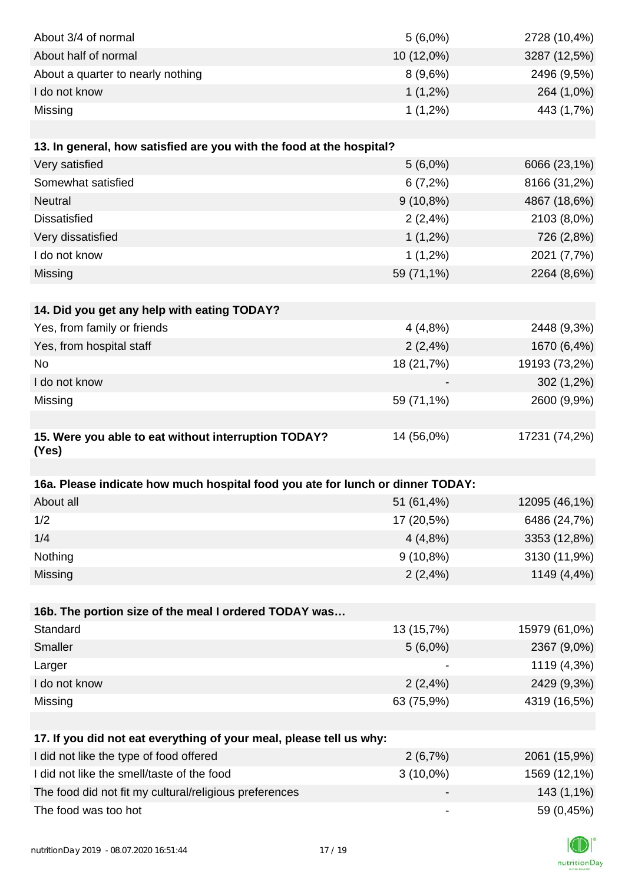| | | |
|---|---|---|
| About 3/4 of normal | 5 (6,0%) | 2728 (10,4%) |
| About half of normal | 10 (12,0%) | 3287 (12,5%) |
| About a quarter to nearly nothing | 8 (9,6%) | 2496 (9,5%) |
| I do not know | 1 (1,2%) | 264 (1,0%) |
| Missing | 1 (1,2%) | 443 (1,7%) |

| **13. In general, how satisfied are you with the food at the hospital?** | | |
|---|---|---|
| Very satisfied | 5 (6,0%) | 6066 (23,1%) |
| Somewhat satisfied | 6 (7,2%) | 8166 (31,2%) |
| Neutral | 9 (10,8%) | 4867 (18,6%) |
| Dissatisfied | 2 (2,4%) | 2103 (8,0%) |
| Very dissatisfied | 1 (1,2%) | 726 (2,8%) |
| I do not know | 1 (1,2%) | 2021 (7,7%) |
| Missing | 59 (71,1%) | 2264 (8,6%) |

| **14. Did you get any help with eating TODAY?** | | |
|---|---|---|
| Yes, from family or friends | 4 (4,8%) | 2448 (9,3%) |
| Yes, from hospital staff | 2 (2,4%) | 1670 (6,4%) |
| No | 18 (21,7%) | 19193 (73,2%) |
| I do not know | - | 302 (1,2%) |
| Missing | 59 (71,1%) | 2600 (9,9%) |

| **15. Were you able to eat without interruption TODAY? (Yes)** | 14 (56,0%) | 17231 (74,2%) |
|---|---|---|

| **16a. Please indicate how much hospital food you ate for lunch or dinner TODAY:** | | |
|---|---|---|
| About all | 51 (61,4%) | 12095 (46,1%) |
| 1/2 | 17 (20,5%) | 6486 (24,7%) |
| 1/4 | 4 (4,8%) | 3353 (12,8%) |
| Nothing | 9 (10,8%) | 3130 (11,9%) |
| Missing | 2 (2,4%) | 1149 (4,4%) |

| **16b. The portion size of the meal I ordered TODAY was…** | | |
|---|---|---|
| Standard | 13 (15,7%) | 15979 (61,0%) |
| Smaller | 5 (6,0%) | 2367 (9,0%) |
| Larger | - | 1119 (4,3%) |
| I do not know | 2 (2,4%) | 2429 (9,3%) |
| Missing | 63 (75,9%) | 4319 (16,5%) |

| **17. If you did not eat everything of your meal, please tell us why:** | | |
|---|---|---|
| I did not like the type of food offered | 2 (6,7%) | 2061 (15,9%) |
| I did not like the smell/taste of the food | 3 (10,0%) | 1569 (12,1%) |
| The food did not fit my cultural/religious preferences | - | 143 (1,1%) |
| The food was too hot | - | 59 (0,45%) |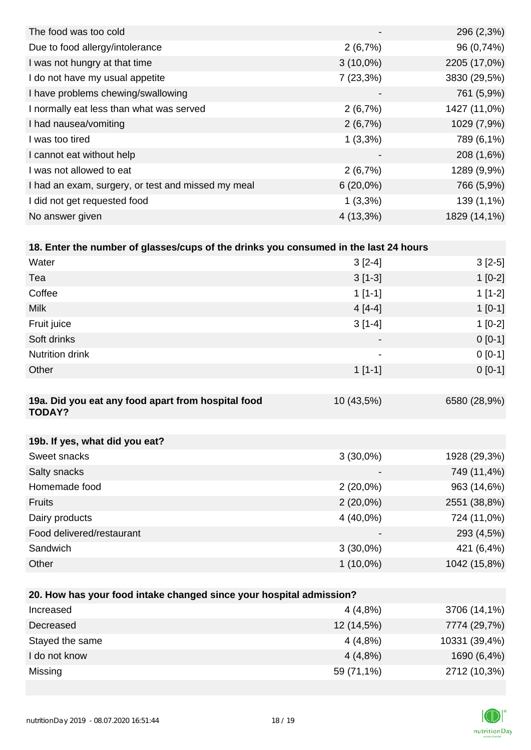| | | |
|---|---|---|
| The food was too cold | - | 296 (2,3%) |
| Due to food allergy/intolerance | 2 (6,7%) | 96 (0,74%) |
| I was not hungry at that time | 3 (10,0%) | 2205 (17,0%) |
| I do not have my usual appetite | 7 (23,3%) | 3830 (29,5%) |
| I have problems chewing/swallowing | - | 761 (5,9%) |
| I normally eat less than what was served | 2 (6,7%) | 1427 (11,0%) |
| I had nausea/vomiting | 2 (6,7%) | 1029 (7,9%) |
| I was too tired | 1 (3,3%) | 789 (6,1%) |
| I cannot eat without help | - | 208 (1,6%) |
| I was not allowed to eat | 2 (6,7%) | 1289 (9,9%) |
| I had an exam, surgery, or test and missed my meal | 6 (20,0%) | 766 (5,9%) |
| I did not get requested food | 1 (3,3%) | 139 (1,1%) |
| No answer given | 4 (13,3%) | 1829 (14,1%) |

| **18. Enter the number of glasses/cups of the drinks you consumed in the last 24 hours** | | |
|---|---|---|
| Water | 3 [2-4] | 3 [2-5] |
| Tea | 3 [1-3] | 1 [0-2] |
| Coffee | 1 [1-1] | 1 [1-2] |
| Milk | 4 [4-4] | 1 [0-1] |
| Fruit juice | 3 [1-4] | 1 [0-2] |
| Soft drinks | - | 0 [0-1] |
| Nutrition drink | - | 0 [0-1] |
| Other | 1 [1-1] | 0 [0-1] |

| **19a. Did you eat any food apart from hospital food TODAY?** | 10 (43,5%) | 6580 (28,9%) |
|---|---|---|

| **19b. If yes, what did you eat?** | | |
|---|---|---|
| Sweet snacks | 3 (30,0%) | 1928 (29,3%) |
| Salty snacks | - | 749 (11,4%) |
| Homemade food | 2 (20,0%) | 963 (14,6%) |
| Fruits | 2 (20,0%) | 2551 (38,8%) |
| Dairy products | 4 (40,0%) | 724 (11,0%) |
| Food delivered/restaurant | - | 293 (4,5%) |
| Sandwich | 3 (30,0%) | 421 (6,4%) |
| Other | 1 (10,0%) | 1042 (15,8%) |

| **20. How has your food intake changed since your hospital admission?** | | |
|---|---|---|
| Increased | 4 (4,8%) | 3706 (14,1%) |
| Decreased | 12 (14,5%) | 7774 (29,7%) |
| Stayed the same | 4 (4,8%) | 10331 (39,4%) |
| I do not know | 4 (4,8%) | 1690 (6,4%) |
| Missing | 59 (71,1%) | 2712 (10,3%) |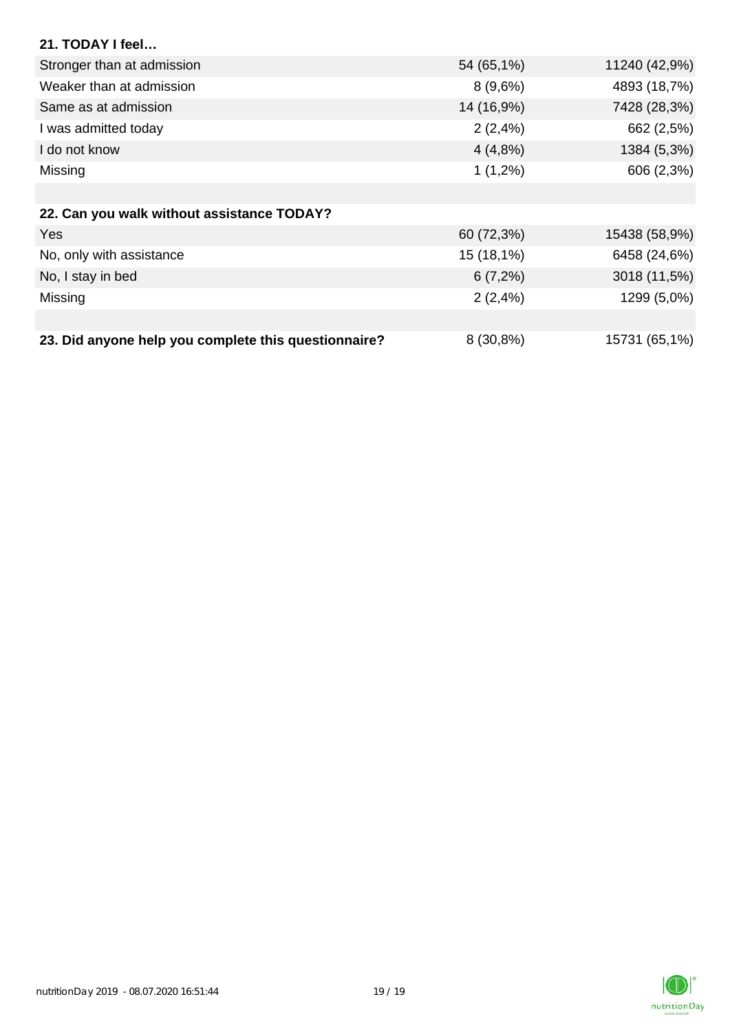| 21. TODAY I feel… | | |
|---|---|---|
| Stronger than at admission | 54 (65,1%) | 11240 (42,9%) |
| Weaker than at admission | 8 (9,6%) | 4893 (18,7%) |
| Same as at admission | 14 (16,9%) | 7428 (28,3%) |
| I was admitted today | 2 (2,4%) | 662 (2,5%) |
| I do not know | 4 (4,8%) | 1384 (5,3%) |
| Missing | 1 (1,2%) | 606 (2,3%) |

| 22. Can you walk without assistance TODAY? | | |
|---|---|---|
| Yes | 60 (72,3%) | 15438 (58,9%) |
| No, only with assistance | 15 (18,1%) | 6458 (24,6%) |
| No, I stay in bed | 6 (7,2%) | 3018 (11,5%) |
| Missing | 2 (2,4%) | 1299 (5,0%) |

| 23. Did anyone help you complete this questionnaire? | 8 (30,8%) | 15731 (65,1%) |
|---|---|---|